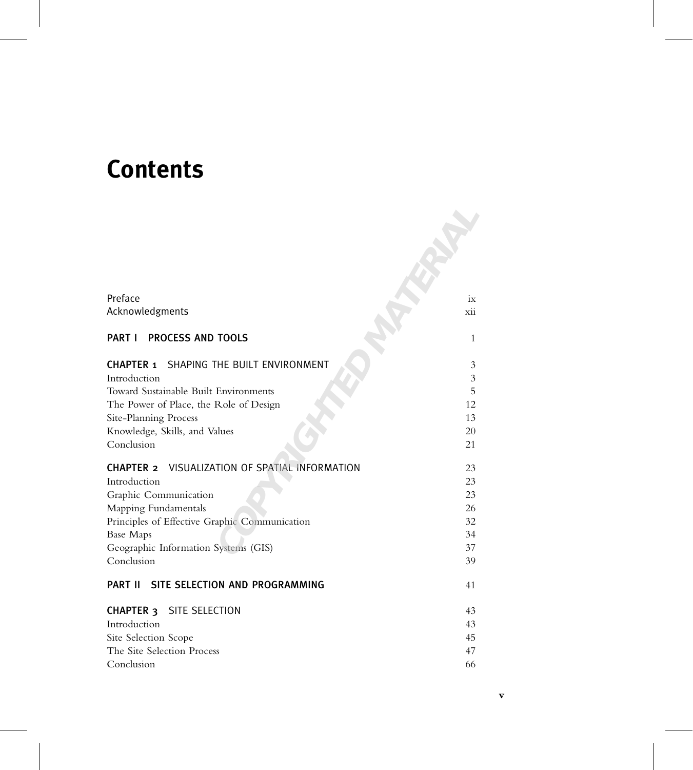# Contents

| | |
|---|---|
| Preface | ix |
| Acknowledgments | xii |
| **PART I PROCESS AND TOOLS** | 1 |
| **CHAPTER 1** SHAPING THE BUILT ENVIRONMENT | 3 |
| Introduction | 3 |
| Toward Sustainable Built Environments | 5 |
| The Power of Place, the Role of Design | 12 |
| Site-Planning Process | 13 |
| Knowledge, Skills, and Values | 20 |
| Conclusion | 21 |
| **CHAPTER 2** VISUALIZATION OF SPATIAL INFORMATION | 23 |
| Introduction | 23 |
| Graphic Communication | 23 |
| Mapping Fundamentals | 26 |
| Principles of Effective Graphic Communication | 32 |
| Base Maps | 34 |
| Geographic Information Systems (GIS) | 37 |
| Conclusion | 39 |
| **PART II SITE SELECTION AND PROGRAMMING** | 41 |
| **CHAPTER 3** SITE SELECTION | 43 |
| Introduction | 43 |
| Site Selection Scope | 45 |
| The Site Selection Process | 47 |
| Conclusion | 66 |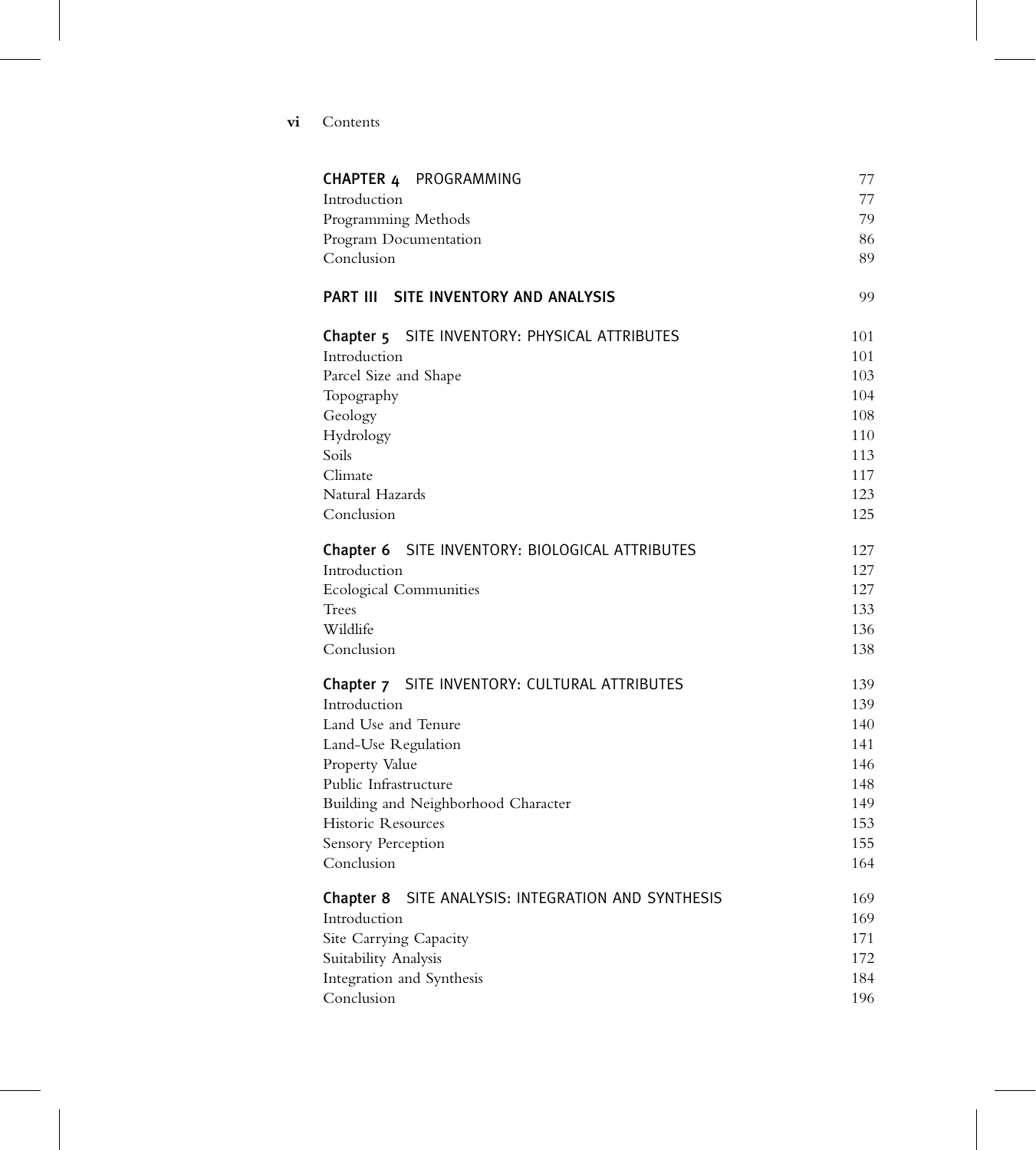| | |
|---|---|
| **CHAPTER 4** PROGRAMMING | 77 |
| Introduction | 77 |
| Programming Methods | 79 |
| Program Documentation | 86 |
| Conclusion | 89 |
| **PART III SITE INVENTORY AND ANALYSIS** | 99 |
| **Chapter 5** SITE INVENTORY: PHYSICAL ATTRIBUTES | 101 |
| Introduction | 101 |
| Parcel Size and Shape | 103 |
| Topography | 104 |
| Geology | 108 |
| Hydrology | 110 |
| Soils | 113 |
| Climate | 117 |
| Natural Hazards | 123 |
| Conclusion | 125 |
| **Chapter 6** SITE INVENTORY: BIOLOGICAL ATTRIBUTES | 127 |
| Introduction | 127 |
| Ecological Communities | 127 |
| Trees | 133 |
| Wildlife | 136 |
| Conclusion | 138 |
| **Chapter 7** SITE INVENTORY: CULTURAL ATTRIBUTES | 139 |
| Introduction | 139 |
| Land Use and Tenure | 140 |
| Land-Use Regulation | 141 |
| Property Value | 146 |
| Public Infrastructure | 148 |
| Building and Neighborhood Character | 149 |
| Historic Resources | 153 |
| Sensory Perception | 155 |
| Conclusion | 164 |
| **Chapter 8** SITE ANALYSIS: INTEGRATION AND SYNTHESIS | 169 |
| Introduction | 169 |
| Site Carrying Capacity | 171 |
| Suitability Analysis | 172 |
| Integration and Synthesis | 184 |
| Conclusion | 196 |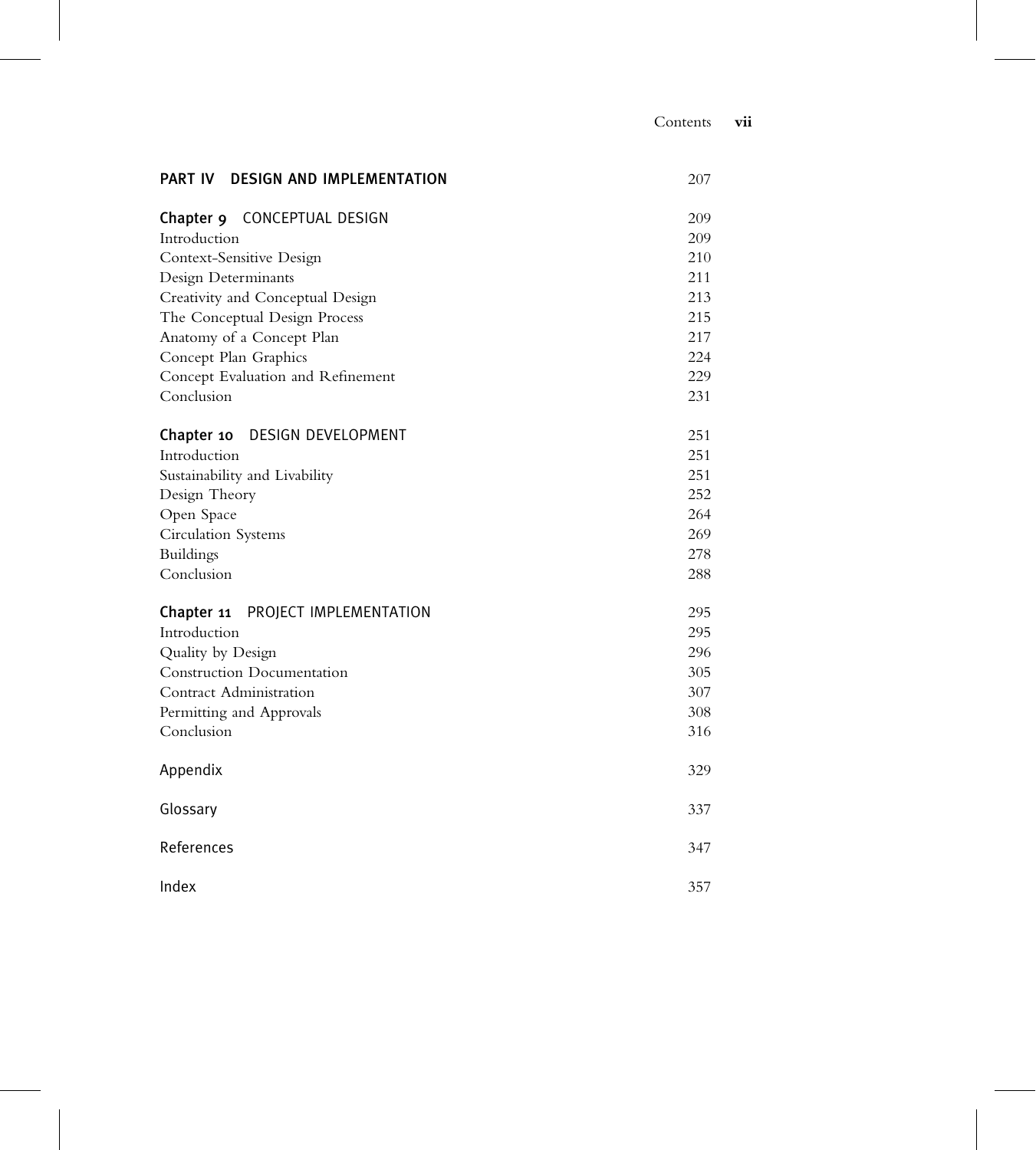## PART IV DESIGN AND IMPLEMENTATION 207

### Chapter 9 CONCEPTUAL DESIGN 209

Introduction 209
Context-Sensitive Design 210
Design Determinants 211
Creativity and Conceptual Design 213
The Conceptual Design Process 215
Anatomy of a Concept Plan 217
Concept Plan Graphics 224
Concept Evaluation and Refinement 229
Conclusion 231

### Chapter 10 DESIGN DEVELOPMENT 251

Introduction 251
Sustainability and Livability 251
Design Theory 252
Open Space 264
Circulation Systems 269
Buildings 278
Conclusion 288

### Chapter 11 PROJECT IMPLEMENTATION 295

Introduction 295
Quality by Design 296
Construction Documentation 305
Contract Administration 307
Permitting and Approvals 308
Conclusion 316

Appendix 329

Glossary 337

References 347

Index 357